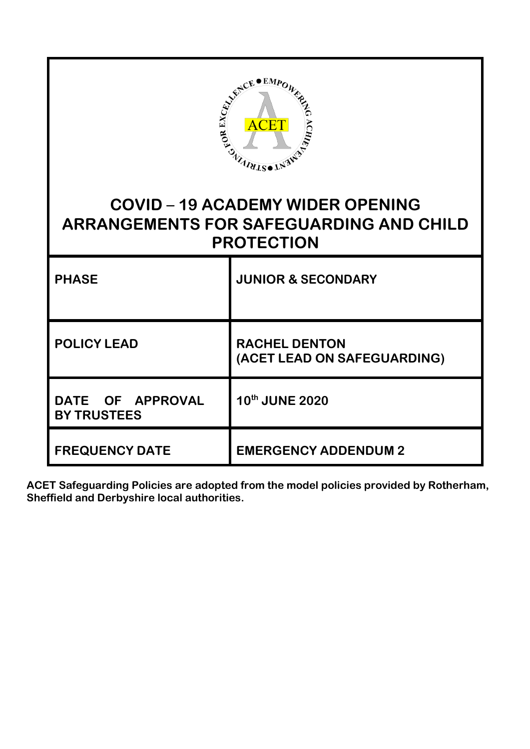# COVID – 19 ACADEMY WIDER OPENING ARRANGEMENTS FOR SAFEGUARDING AND CHILD PROTECTION

| | |
|---|---|
| **PHASE** | **JUNIOR & SECONDARY** |
| **POLICY LEAD** | **RACHEL DENTON (ACET LEAD ON SAFEGUARDING)** |
| **DATE OF APPROVAL BY TRUSTEES** | **10th JUNE 2020** |
| **FREQUENCY DATE** | **EMERGENCY ADDENDUM 2** |

**ACET Safeguarding Policies are adopted from the model policies provided by Rotherham, Sheffield and Derbyshire local authorities.**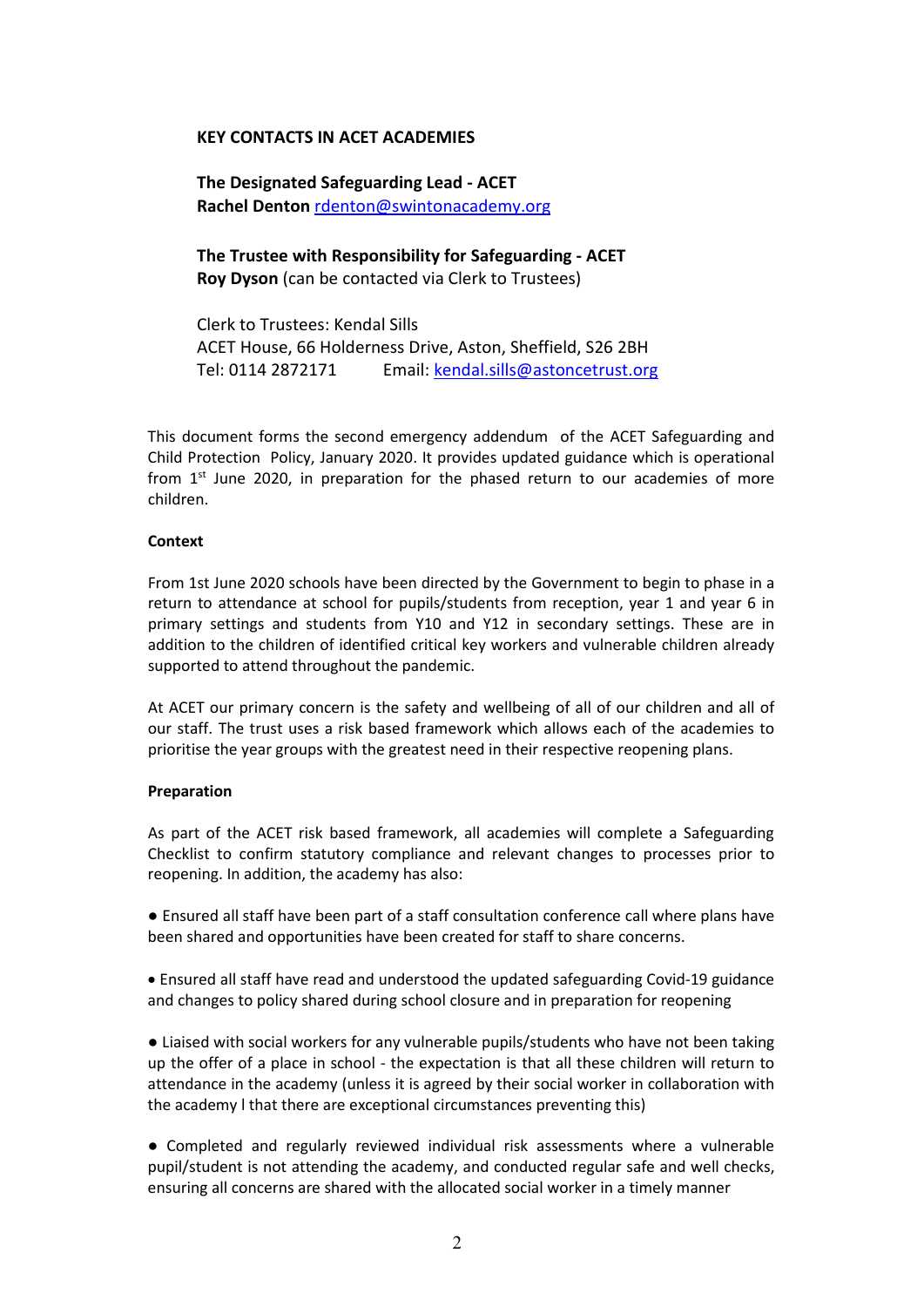**KEY CONTACTS IN ACET ACADEMIES**

**The Designated Safeguarding Lead - ACET**
**Rachel Denton** rdenton@swintonacademy.org

**The Trustee with Responsibility for Safeguarding - ACET**
**Roy Dyson** (can be contacted via Clerk to Trustees)

Clerk to Trustees: Kendal Sills
ACET House, 66 Holderness Drive, Aston, Sheffield, S26 2BH
Tel: 0114 2872171 Email: kendal.sills@astoncetrust.org

This document forms the second emergency addendum of the ACET Safeguarding and Child Protection Policy, January 2020. It provides updated guidance which is operational from 1st June 2020, in preparation for the phased return to our academies of more children.

**Context**

From 1st June 2020 schools have been directed by the Government to begin to phase in a return to attendance at school for pupils/students from reception, year 1 and year 6 in primary settings and students from Y10 and Y12 in secondary settings. These are in addition to the children of identified critical key workers and vulnerable children already supported to attend throughout the pandemic.

At ACET our primary concern is the safety and wellbeing of all of our children and all of our staff. The trust uses a risk based framework which allows each of the academies to prioritise the year groups with the greatest need in their respective reopening plans.

**Preparation**

As part of the ACET risk based framework, all academies will complete a Safeguarding Checklist to confirm statutory compliance and relevant changes to processes prior to reopening. In addition, the academy has also:

- Ensured all staff have been part of a staff consultation conference call where plans have been shared and opportunities have been created for staff to share concerns.

- Ensured all staff have read and understood the updated safeguarding Covid-19 guidance and changes to policy shared during school closure and in preparation for reopening

- Liaised with social workers for any vulnerable pupils/students who have not been taking up the offer of a place in school - the expectation is that all these children will return to attendance in the academy (unless it is agreed by their social worker in collaboration with the academy l that there are exceptional circumstances preventing this)

- Completed and regularly reviewed individual risk assessments where a vulnerable pupil/student is not attending the academy, and conducted regular safe and well checks, ensuring all concerns are shared with the allocated social worker in a timely manner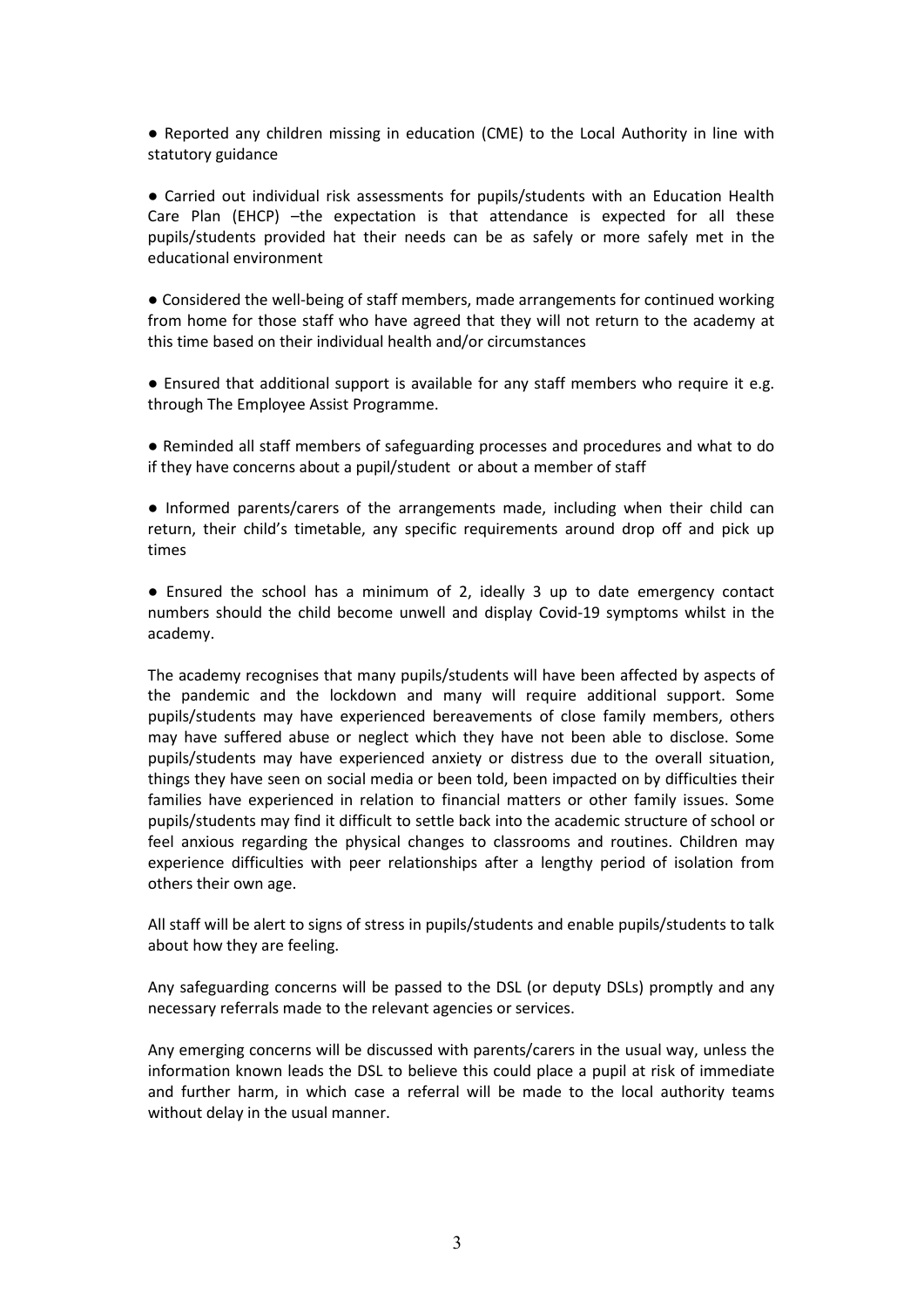- Reported any children missing in education (CME) to the Local Authority in line with statutory guidance

- Carried out individual risk assessments for pupils/students with an Education Health Care Plan (EHCP) –the expectation is that attendance is expected for all these pupils/students provided hat their needs can be as safely or more safely met in the educational environment

- Considered the well-being of staff members, made arrangements for continued working from home for those staff who have agreed that they will not return to the academy at this time based on their individual health and/or circumstances

- Ensured that additional support is available for any staff members who require it e.g. through The Employee Assist Programme.

- Reminded all staff members of safeguarding processes and procedures and what to do if they have concerns about a pupil/student or about a member of staff

- Informed parents/carers of the arrangements made, including when their child can return, their child's timetable, any specific requirements around drop off and pick up times

- Ensured the school has a minimum of 2, ideally 3 up to date emergency contact numbers should the child become unwell and display Covid-19 symptoms whilst in the academy.

The academy recognises that many pupils/students will have been affected by aspects of the pandemic and the lockdown and many will require additional support. Some pupils/students may have experienced bereavements of close family members, others may have suffered abuse or neglect which they have not been able to disclose. Some pupils/students may have experienced anxiety or distress due to the overall situation, things they have seen on social media or been told, been impacted on by difficulties their families have experienced in relation to financial matters or other family issues. Some pupils/students may find it difficult to settle back into the academic structure of school or feel anxious regarding the physical changes to classrooms and routines. Children may experience difficulties with peer relationships after a lengthy period of isolation from others their own age.

All staff will be alert to signs of stress in pupils/students and enable pupils/students to talk about how they are feeling.

Any safeguarding concerns will be passed to the DSL (or deputy DSLs) promptly and any necessary referrals made to the relevant agencies or services.

Any emerging concerns will be discussed with parents/carers in the usual way, unless the information known leads the DSL to believe this could place a pupil at risk of immediate and further harm, in which case a referral will be made to the local authority teams without delay in the usual manner.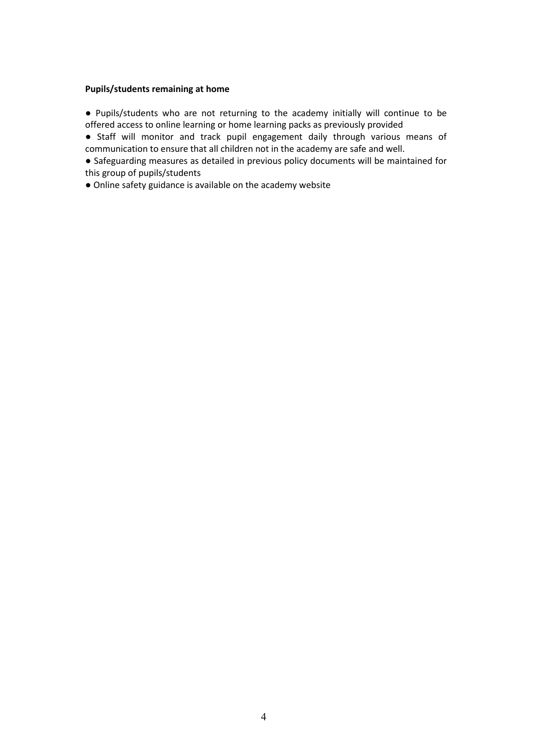**Pupils/students remaining at home**

- Pupils/students who are not returning to the academy initially will continue to be offered access to online learning or home learning packs as previously provided
- Staff will monitor and track pupil engagement daily through various means of communication to ensure that all children not in the academy are safe and well.
- Safeguarding measures as detailed in previous policy documents will be maintained for this group of pupils/students
- Online safety guidance is available on the academy website